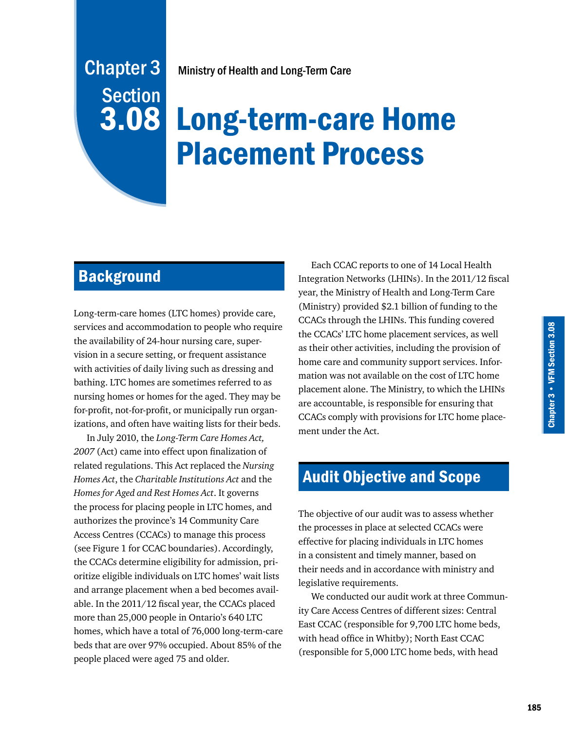# Chapter 3 Section 3.08

Ministry of Health and Long-Term Care

# Long-term-care Home Placement Process

## Background

Long-term-care homes (LTC homes) provide care, services and accommodation to people who require the availability of 24-hour nursing care, supervision in a secure setting, or frequent assistance with activities of daily living such as dressing and bathing. LTC homes are sometimes referred to as nursing homes or homes for the aged. They may be for-profit, not-for-profit, or municipally run organizations, and often have waiting lists for their beds.

In July 2010, the *Long-Term Care Homes Act, 2007* (Act) came into effect upon finalization of related regulations. This Act replaced the *Nursing Homes Act*, the *Charitable Institutions Act* and the *Homes for Aged and Rest Homes Act*. It governs the process for placing people in LTC homes, and authorizes the province's 14 Community Care Access Centres (CCACs) to manage this process (see Figure 1 for CCAC boundaries). Accordingly, the CCACs determine eligibility for admission, prioritize eligible individuals on LTC homes' wait lists and arrange placement when a bed becomes available. In the 2011/12 fiscal year, the CCACs placed more than 25,000 people in Ontario's 640 LTC homes, which have a total of 76,000 long-term-care beds that are over 97% occupied. About 85% of the people placed were aged 75 and older.

Each CCAC reports to one of 14 Local Health Integration Networks (LHINs). In the 2011/12 fiscal year, the Ministry of Health and Long-Term Care (Ministry) provided $2.1 billion of funding to the CCACs through the LHINs. This funding covered the CCACs' LTC home placement services, as well as their other activities, including the provision of home care and community support services. Information was not available on the cost of LTC home placement alone. The Ministry, to which the LHINs are accountable, is responsible for ensuring that CCACs comply with provisions for LTC home placement under the Act.

## Audit Objective and Scope

The objective of our audit was to assess whether the processes in place at selected CCACs were effective for placing individuals in LTC homes in a consistent and timely manner, based on their needs and in accordance with ministry and legislative requirements.

We conducted our audit work at three Community Care Access Centres of different sizes: Central East CCAC (responsible for 9,700 LTC home beds, with head office in Whitby); North East CCAC (responsible for 5,000 LTC home beds, with head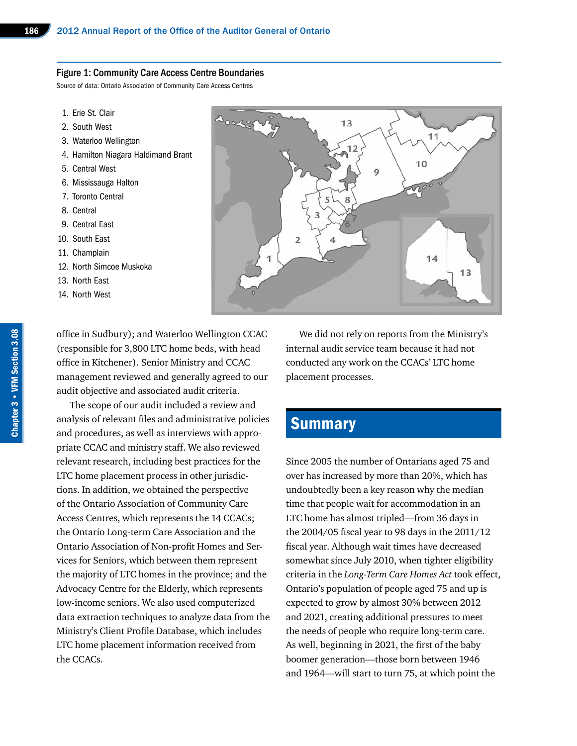**Figure 1: Community Care Access Centre Boundaries**

Source of data: Ontario Association of Community Care Access Centres

1. Erie St. Clair
2. South West
3. Waterloo Wellington
4. Hamilton Niagara Haldimand Brant
5. Central West
6. Mississauga Halton
7. Toronto Central
8. Central
9. Central East
10. South East
11. Champlain
12. North Simcoe Muskoka
13. North East
14. North West

office in Sudbury); and Waterloo Wellington CCAC (responsible for 3,800 LTC home beds, with head office in Kitchener). Senior Ministry and CCAC management reviewed and generally agreed to our audit objective and associated audit criteria.

The scope of our audit included a review and analysis of relevant files and administrative policies and procedures, as well as interviews with appropriate CCAC and ministry staff. We also reviewed relevant research, including best practices for the LTC home placement process in other jurisdictions. In addition, we obtained the perspective of the Ontario Association of Community Care Access Centres, which represents the 14 CCACs; the Ontario Long-term Care Association and the Ontario Association of Non-profit Homes and Services for Seniors, which between them represent the majority of LTC homes in the province; and the Advocacy Centre for the Elderly, which represents low-income seniors. We also used computerized data extraction techniques to analyze data from the Ministry's Client Profile Database, which includes LTC home placement information received from the CCACs.

We did not rely on reports from the Ministry's internal audit service team because it had not conducted any work on the CCACs' LTC home placement processes.

## Summary

Since 2005 the number of Ontarians aged 75 and over has increased by more than 20%, which has undoubtedly been a key reason why the median time that people wait for accommodation in an LTC home has almost tripled—from 36 days in the 2004/05 fiscal year to 98 days in the 2011/12 fiscal year. Although wait times have decreased somewhat since July 2010, when tighter eligibility criteria in the *Long-Term Care Homes Act* took effect, Ontario's population of people aged 75 and up is expected to grow by almost 30% between 2012 and 2021, creating additional pressures to meet the needs of people who require long-term care. As well, beginning in 2021, the first of the baby boomer generation—those born between 1946 and 1964—will start to turn 75, at which point the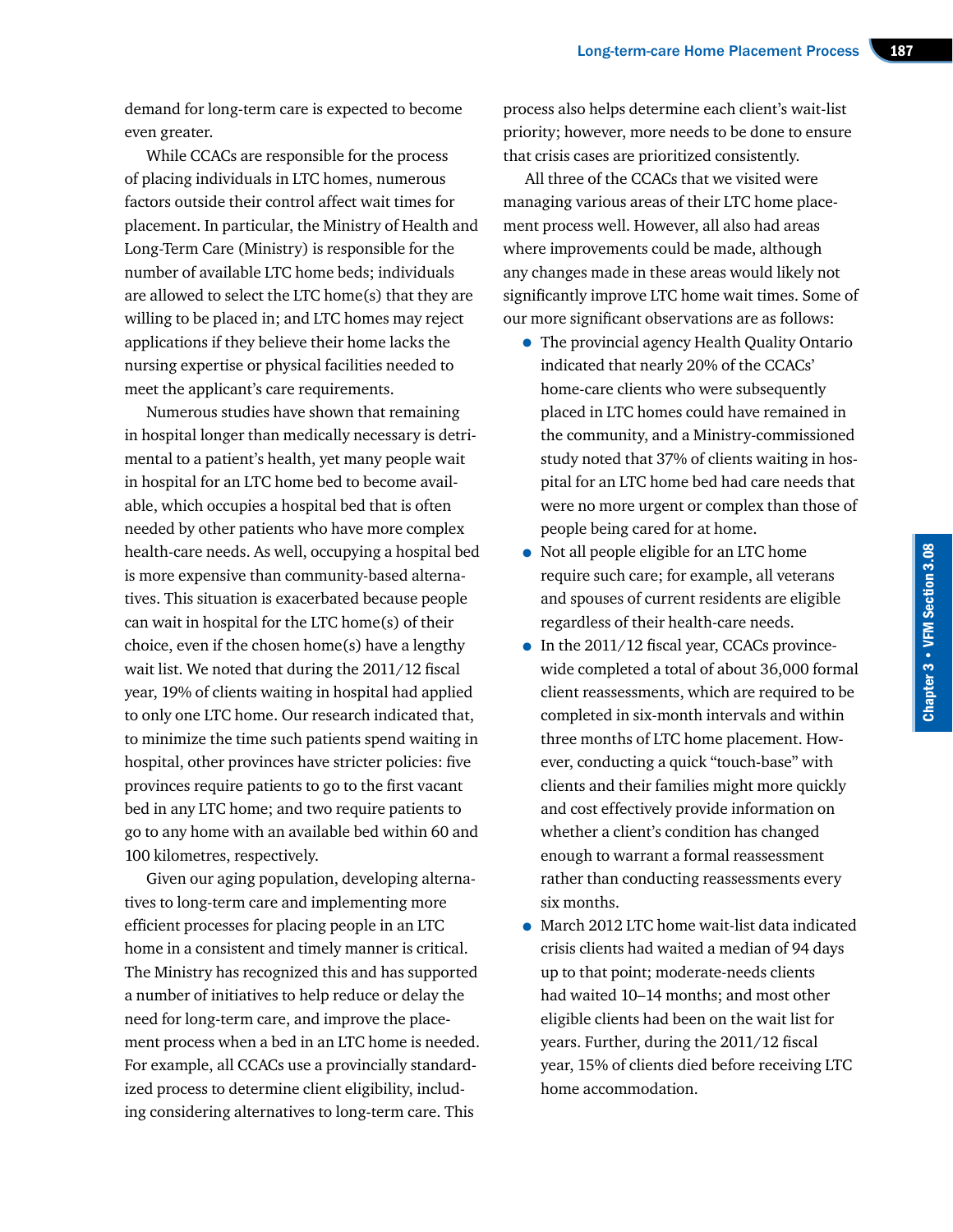demand for long-term care is expected to become even greater.

While CCACs are responsible for the process of placing individuals in LTC homes, numerous factors outside their control affect wait times for placement. In particular, the Ministry of Health and Long-Term Care (Ministry) is responsible for the number of available LTC home beds; individuals are allowed to select the LTC home(s) that they are willing to be placed in; and LTC homes may reject applications if they believe their home lacks the nursing expertise or physical facilities needed to meet the applicant's care requirements.

Numerous studies have shown that remaining in hospital longer than medically necessary is detrimental to a patient's health, yet many people wait in hospital for an LTC home bed to become available, which occupies a hospital bed that is often needed by other patients who have more complex health-care needs. As well, occupying a hospital bed is more expensive than community-based alternatives. This situation is exacerbated because people can wait in hospital for the LTC home(s) of their choice, even if the chosen home(s) have a lengthy wait list. We noted that during the 2011/12 fiscal year, 19% of clients waiting in hospital had applied to only one LTC home. Our research indicated that, to minimize the time such patients spend waiting in hospital, other provinces have stricter policies: five provinces require patients to go to the first vacant bed in any LTC home; and two require patients to go to any home with an available bed within 60 and 100 kilometres, respectively.

Given our aging population, developing alternatives to long-term care and implementing more efficient processes for placing people in an LTC home in a consistent and timely manner is critical. The Ministry has recognized this and has supported a number of initiatives to help reduce or delay the need for long-term care, and improve the placement process when a bed in an LTC home is needed. For example, all CCACs use a provincially standardized process to determine client eligibility, including considering alternatives to long-term care. This process also helps determine each client's wait-list priority; however, more needs to be done to ensure that crisis cases are prioritized consistently.

All three of the CCACs that we visited were managing various areas of their LTC home placement process well. However, all also had areas where improvements could be made, although any changes made in these areas would likely not significantly improve LTC home wait times. Some of our more significant observations are as follows:

- The provincial agency Health Quality Ontario indicated that nearly 20% of the CCACs' home-care clients who were subsequently placed in LTC homes could have remained in the community, and a Ministry-commissioned study noted that 37% of clients waiting in hospital for an LTC home bed had care needs that were no more urgent or complex than those of people being cared for at home.
- Not all people eligible for an LTC home require such care; for example, all veterans and spouses of current residents are eligible regardless of their health-care needs.
- In the 2011/12 fiscal year, CCACs province-wide completed a total of about 36,000 formal client reassessments, which are required to be completed in six-month intervals and within three months of LTC home placement. However, conducting a quick "touch-base" with clients and their families might more quickly and cost effectively provide information on whether a client's condition has changed enough to warrant a formal reassessment rather than conducting reassessments every six months.
- March 2012 LTC home wait-list data indicated crisis clients had waited a median of 94 days up to that point; moderate-needs clients had waited 10–14 months; and most other eligible clients had been on the wait list for years. Further, during the 2011/12 fiscal year, 15% of clients died before receiving LTC home accommodation.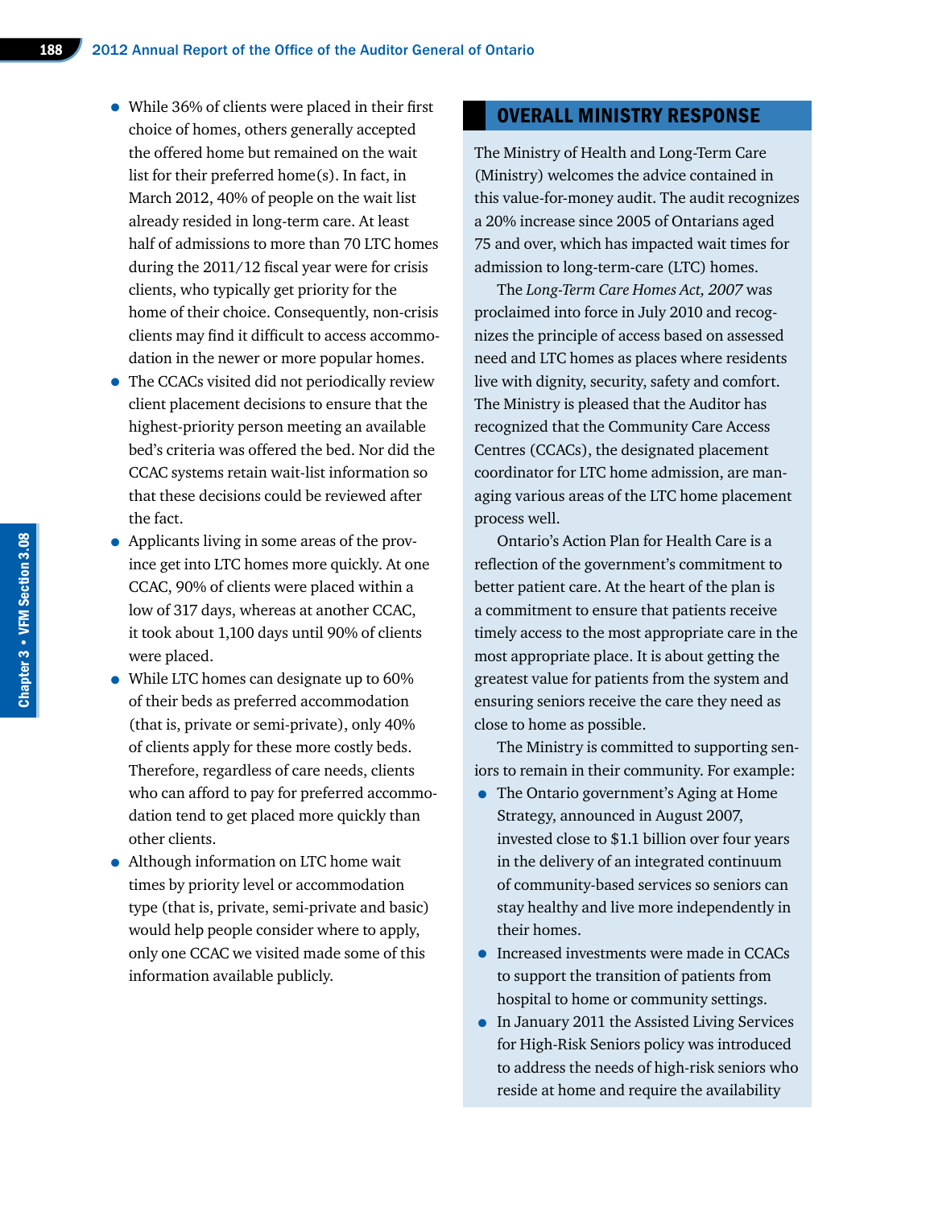- While 36% of clients were placed in their first choice of homes, others generally accepted the offered home but remained on the wait list for their preferred home(s). In fact, in March 2012, 40% of people on the wait list already resided in long-term care. At least half of admissions to more than 70 LTC homes during the 2011/12 fiscal year were for crisis clients, who typically get priority for the home of their choice. Consequently, non-crisis clients may find it difficult to access accommodation in the newer or more popular homes.
- The CCACs visited did not periodically review client placement decisions to ensure that the highest-priority person meeting an available bed's criteria was offered the bed. Nor did the CCAC systems retain wait-list information so that these decisions could be reviewed after the fact.
- Applicants living in some areas of the province get into LTC homes more quickly. At one CCAC, 90% of clients were placed within a low of 317 days, whereas at another CCAC, it took about 1,100 days until 90% of clients were placed.
- While LTC homes can designate up to 60% of their beds as preferred accommodation (that is, private or semi-private), only 40% of clients apply for these more costly beds. Therefore, regardless of care needs, clients who can afford to pay for preferred accommodation tend to get placed more quickly than other clients.
- Although information on LTC home wait times by priority level or accommodation type (that is, private, semi-private and basic) would help people consider where to apply, only one CCAC we visited made some of this information available publicly.

## OVERALL MINISTRY RESPONSE

The Ministry of Health and Long-Term Care (Ministry) welcomes the advice contained in this value-for-money audit. The audit recognizes a 20% increase since 2005 of Ontarians aged 75 and over, which has impacted wait times for admission to long-term-care (LTC) homes.

The *Long-Term Care Homes Act, 2007* was proclaimed into force in July 2010 and recognizes the principle of access based on assessed need and LTC homes as places where residents live with dignity, security, safety and comfort. The Ministry is pleased that the Auditor has recognized that the Community Care Access Centres (CCACs), the designated placement coordinator for LTC home admission, are managing various areas of the LTC home placement process well.

Ontario's Action Plan for Health Care is a reflection of the government's commitment to better patient care. At the heart of the plan is a commitment to ensure that patients receive timely access to the most appropriate care in the most appropriate place. It is about getting the greatest value for patients from the system and ensuring seniors receive the care they need as close to home as possible.

The Ministry is committed to supporting seniors to remain in their community. For example:

- The Ontario government's Aging at Home Strategy, announced in August 2007, invested close to $1.1 billion over four years in the delivery of an integrated continuum of community-based services so seniors can stay healthy and live more independently in their homes.
- Increased investments were made in CCACs to support the transition of patients from hospital to home or community settings.
- In January 2011 the Assisted Living Services for High-Risk Seniors policy was introduced to address the needs of high-risk seniors who reside at home and require the availability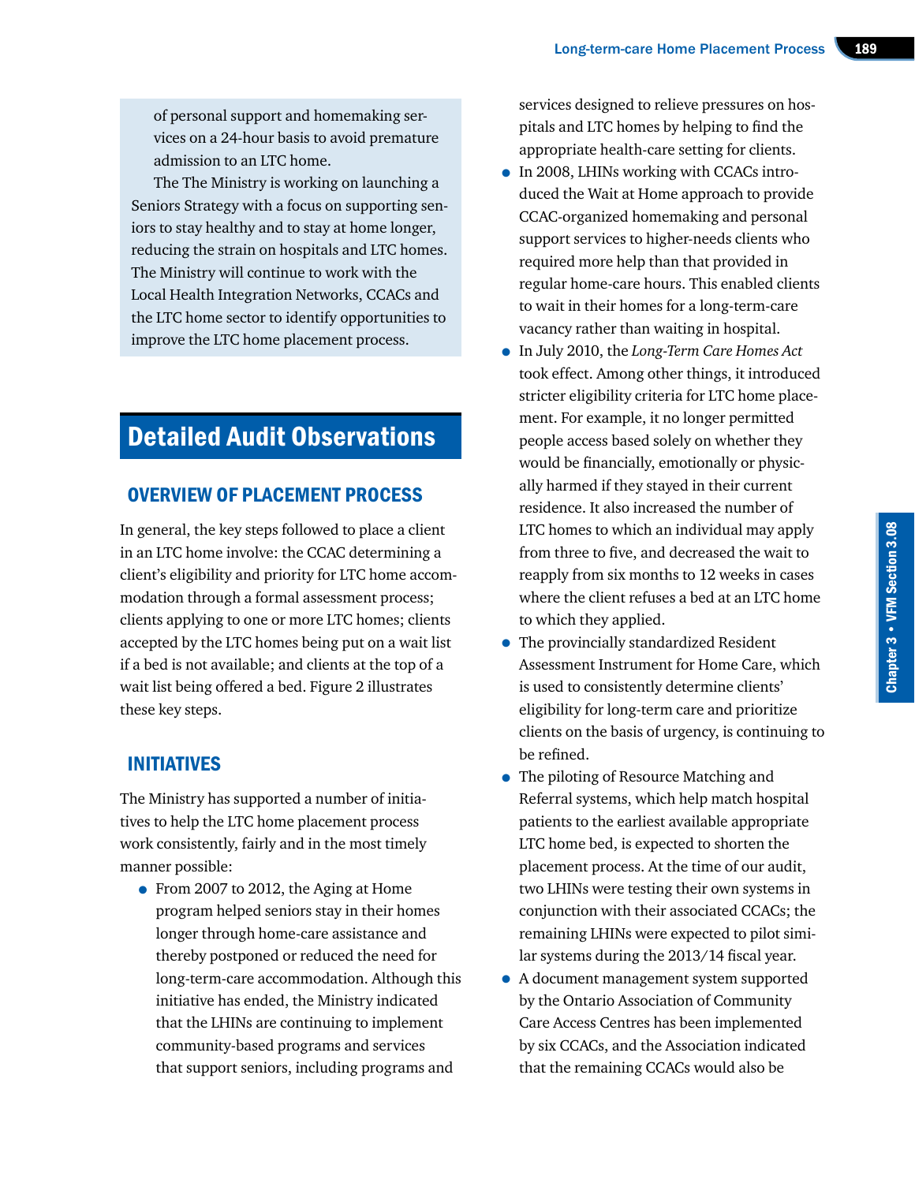of personal support and homemaking services on a 24-hour basis to avoid premature admission to an LTC home.

The The Ministry is working on launching a Seniors Strategy with a focus on supporting seniors to stay healthy and to stay at home longer, reducing the strain on hospitals and LTC homes. The Ministry will continue to work with the Local Health Integration Networks, CCACs and the LTC home sector to identify opportunities to improve the LTC home placement process.

# Detailed Audit Observations

## OVERVIEW OF PLACEMENT PROCESS

In general, the key steps followed to place a client in an LTC home involve: the CCAC determining a client's eligibility and priority for LTC home accommodation through a formal assessment process; clients applying to one or more LTC homes; clients accepted by the LTC homes being put on a wait list if a bed is not available; and clients at the top of a wait list being offered a bed. Figure 2 illustrates these key steps.

## INITIATIVES

The Ministry has supported a number of initiatives to help the LTC home placement process work consistently, fairly and in the most timely manner possible:

- From 2007 to 2012, the Aging at Home program helped seniors stay in their homes longer through home-care assistance and thereby postponed or reduced the need for long-term-care accommodation. Although this initiative has ended, the Ministry indicated that the LHINs are continuing to implement community-based programs and services that support seniors, including programs and services designed to relieve pressures on hospitals and LTC homes by helping to find the appropriate health-care setting for clients.
- In 2008, LHINs working with CCACs introduced the Wait at Home approach to provide CCAC-organized homemaking and personal support services to higher-needs clients who required more help than that provided in regular home-care hours. This enabled clients to wait in their homes for a long-term-care vacancy rather than waiting in hospital.
- In July 2010, the *Long-Term Care Homes Act* took effect. Among other things, it introduced stricter eligibility criteria for LTC home placement. For example, it no longer permitted people access based solely on whether they would be financially, emotionally or physically harmed if they stayed in their current residence. It also increased the number of LTC homes to which an individual may apply from three to five, and decreased the wait to reapply from six months to 12 weeks in cases where the client refuses a bed at an LTC home to which they applied.
- The provincially standardized Resident Assessment Instrument for Home Care, which is used to consistently determine clients' eligibility for long-term care and prioritize clients on the basis of urgency, is continuing to be refined.
- The piloting of Resource Matching and Referral systems, which help match hospital patients to the earliest available appropriate LTC home bed, is expected to shorten the placement process. At the time of our audit, two LHINs were testing their own systems in conjunction with their associated CCACs; the remaining LHINs were expected to pilot similar systems during the 2013/14 fiscal year.
- A document management system supported by the Ontario Association of Community Care Access Centres has been implemented by six CCACs, and the Association indicated that the remaining CCACs would also be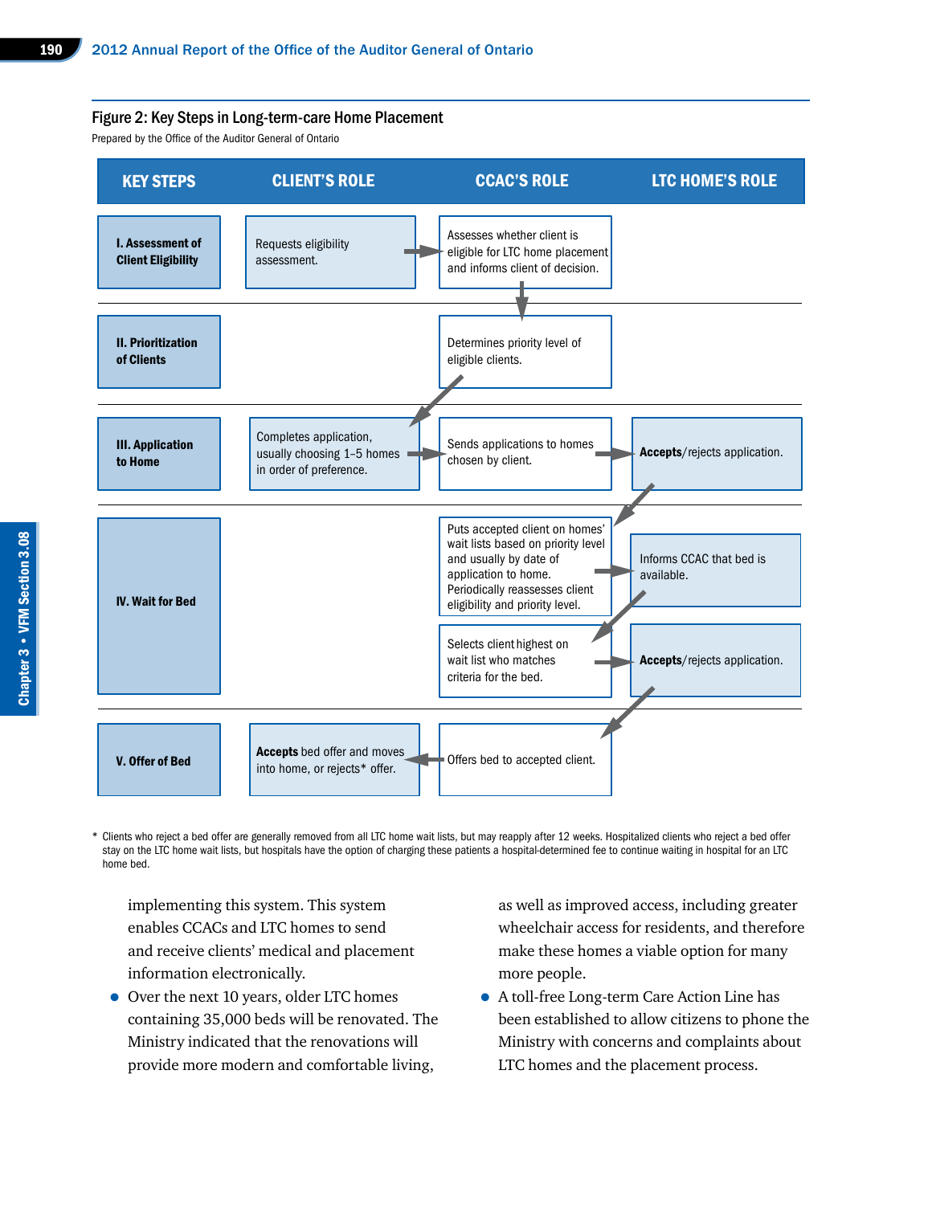#### Figure 2: Key Steps in Long-term-care Home Placement

Prepared by the Office of the Auditor General of Ontario

| KEY STEPS | CLIENT'S ROLE | CCAC'S ROLE | LTC HOME'S ROLE |
|---|---|---|---|
| I. Assessment of Client Eligibility | Requests eligibility assessment. | Assesses whether client is eligible for LTC home placement and informs client of decision. | |
| II. Prioritization of Clients | | Determines priority level of eligible clients. | |
| III. Application to Home | Completes application, usually choosing 1–5 homes in order of preference. | Sends applications to homes chosen by client. | **Accepts**/rejects application. |
| IV. Wait for Bed | | Puts accepted client on homes' wait lists based on priority level and usually by date of application to home. Periodically reassesses client eligibility and priority level. | Informs CCAC that bed is available. |
| | | Selects client highest on wait list who matches criteria for the bed. | **Accepts**/rejects application. |
| V. Offer of Bed | **Accepts** bed offer and moves into home, or rejects* offer. | Offers bed to accepted client. | |

\* Clients who reject a bed offer are generally removed from all LTC home wait lists, but may reapply after 12 weeks. Hospitalized clients who reject a bed offer stay on the LTC home wait lists, but hospitals have the option of charging these patients a hospital-determined fee to continue waiting in hospital for an LTC home bed.

implementing this system. This system enables CCACs and LTC homes to send and receive clients' medical and placement information electronically.

- Over the next 10 years, older LTC homes containing 35,000 beds will be renovated. The Ministry indicated that the renovations will provide more modern and comfortable living, as well as improved access, including greater wheelchair access for residents, and therefore make these homes a viable option for many more people.
- A toll-free Long-term Care Action Line has been established to allow citizens to phone the Ministry with concerns and complaints about LTC homes and the placement process.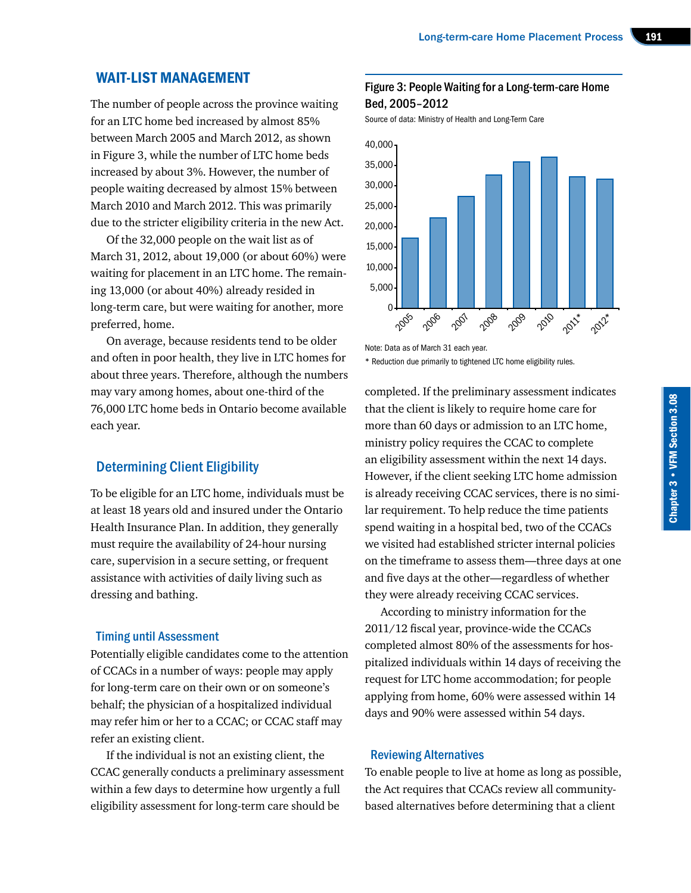## WAIT-LIST MANAGEMENT

The number of people across the province waiting for an LTC home bed increased by almost 85% between March 2005 and March 2012, as shown in Figure 3, while the number of LTC home beds increased by about 3%. However, the number of people waiting decreased by almost 15% between March 2010 and March 2012. This was primarily due to the stricter eligibility criteria in the new Act.

Of the 32,000 people on the wait list as of March 31, 2012, about 19,000 (or about 60%) were waiting for placement in an LTC home. The remaining 13,000 (or about 40%) already resided in long-term care, but were waiting for another, more preferred, home.

On average, because residents tend to be older and often in poor health, they live in LTC homes for about three years. Therefore, although the numbers may vary among homes, about one-third of the 76,000 LTC home beds in Ontario become available each year.

**Figure 3: People Waiting for a Long-term-care Home Bed, 2005–2012**

Source of data: Ministry of Health and Long-Term Care

Note: Data as of March 31 each year.

* Reduction due primarily to tightened LTC home eligibility rules.

### Determining Client Eligibility

To be eligible for an LTC home, individuals must be at least 18 years old and insured under the Ontario Health Insurance Plan. In addition, they generally must require the availability of 24-hour nursing care, supervision in a secure setting, or frequent assistance with activities of daily living such as dressing and bathing.

#### Timing until Assessment

Potentially eligible candidates come to the attention of CCACs in a number of ways: people may apply for long-term care on their own or on someone's behalf; the physician of a hospitalized individual may refer him or her to a CCAC; or CCAC staff may refer an existing client.

If the individual is not an existing client, the CCAC generally conducts a preliminary assessment within a few days to determine how urgently a full eligibility assessment for long-term care should be completed. If the preliminary assessment indicates that the client is likely to require home care for more than 60 days or admission to an LTC home, ministry policy requires the CCAC to complete an eligibility assessment within the next 14 days. However, if the client seeking LTC home admission is already receiving CCAC services, there is no similar requirement. To help reduce the time patients spend waiting in a hospital bed, two of the CCACs we visited had established stricter internal policies on the timeframe to assess them—three days at one and five days at the other—regardless of whether they were already receiving CCAC services.

According to ministry information for the 2011/12 fiscal year, province-wide the CCACs completed almost 80% of the assessments for hospitalized individuals within 14 days of receiving the request for LTC home accommodation; for people applying from home, 60% were assessed within 14 days and 90% were assessed within 54 days.

#### Reviewing Alternatives

To enable people to live at home as long as possible, the Act requires that CCACs review all community-based alternatives before determining that a client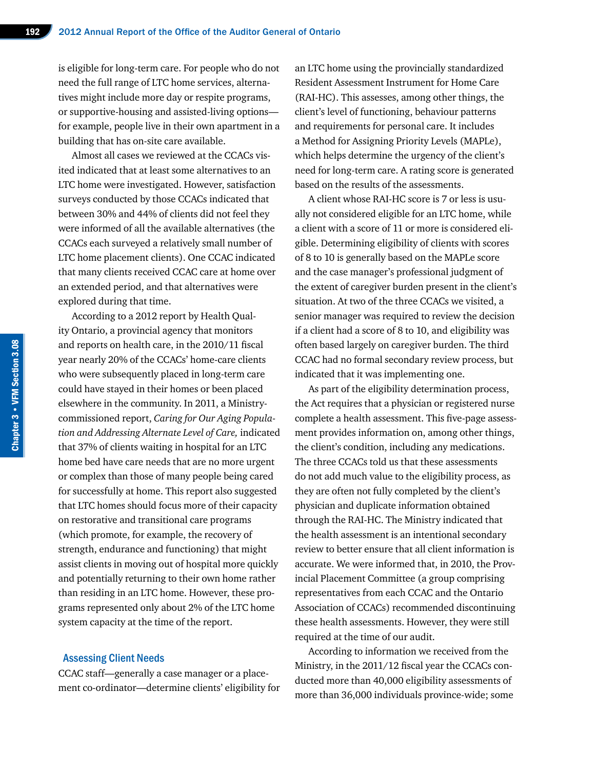is eligible for long-term care. For people who do not need the full range of LTC home services, alternatives might include more day or respite programs, or supportive-housing and assisted-living options—for example, people live in their own apartment in a building that has on-site care available.

Almost all cases we reviewed at the CCACs visited indicated that at least some alternatives to an LTC home were investigated. However, satisfaction surveys conducted by those CCACs indicated that between 30% and 44% of clients did not feel they were informed of all the available alternatives (the CCACs each surveyed a relatively small number of LTC home placement clients). One CCAC indicated that many clients received CCAC care at home over an extended period, and that alternatives were explored during that time.

According to a 2012 report by Health Quality Ontario, a provincial agency that monitors and reports on health care, in the 2010/11 fiscal year nearly 20% of the CCACs' home-care clients who were subsequently placed in long-term care could have stayed in their homes or been placed elsewhere in the community. In 2011, a Ministry-commissioned report, *Caring for Our Aging Population and Addressing Alternate Level of Care,* indicated that 37% of clients waiting in hospital for an LTC home bed have care needs that are no more urgent or complex than those of many people being cared for successfully at home. This report also suggested that LTC homes should focus more of their capacity on restorative and transitional care programs (which promote, for example, the recovery of strength, endurance and functioning) that might assist clients in moving out of hospital more quickly and potentially returning to their own home rather than residing in an LTC home. However, these programs represented only about 2% of the LTC home system capacity at the time of the report.

### Assessing Client Needs

CCAC staff—generally a case manager or a placement co-ordinator—determine clients' eligibility for an LTC home using the provincially standardized Resident Assessment Instrument for Home Care (RAI-HC). This assesses, among other things, the client's level of functioning, behaviour patterns and requirements for personal care. It includes a Method for Assigning Priority Levels (MAPLe), which helps determine the urgency of the client's need for long-term care. A rating score is generated based on the results of the assessments.

A client whose RAI-HC score is 7 or less is usually not considered eligible for an LTC home, while a client with a score of 11 or more is considered eligible. Determining eligibility of clients with scores of 8 to 10 is generally based on the MAPLe score and the case manager's professional judgment of the extent of caregiver burden present in the client's situation. At two of the three CCACs we visited, a senior manager was required to review the decision if a client had a score of 8 to 10, and eligibility was often based largely on caregiver burden. The third CCAC had no formal secondary review process, but indicated that it was implementing one.

As part of the eligibility determination process, the Act requires that a physician or registered nurse complete a health assessment. This five-page assessment provides information on, among other things, the client's condition, including any medications. The three CCACs told us that these assessments do not add much value to the eligibility process, as they are often not fully completed by the client's physician and duplicate information obtained through the RAI-HC. The Ministry indicated that the health assessment is an intentional secondary review to better ensure that all client information is accurate. We were informed that, in 2010, the Provincial Placement Committee (a group comprising representatives from each CCAC and the Ontario Association of CCACs) recommended discontinuing these health assessments. However, they were still required at the time of our audit.

According to information we received from the Ministry, in the 2011/12 fiscal year the CCACs conducted more than 40,000 eligibility assessments of more than 36,000 individuals province-wide; some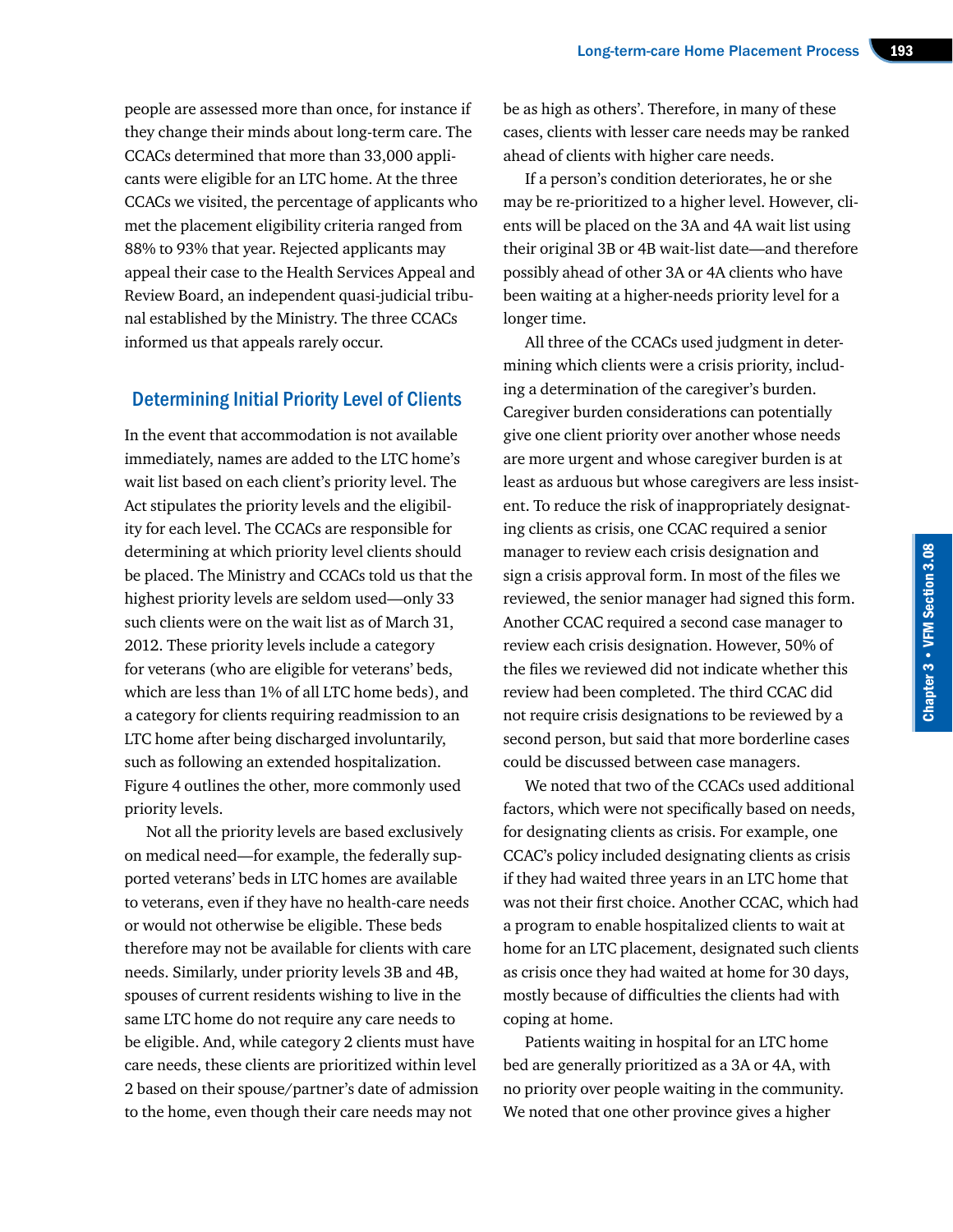people are assessed more than once, for instance if they change their minds about long-term care. The CCACs determined that more than 33,000 applicants were eligible for an LTC home. At the three CCACs we visited, the percentage of applicants who met the placement eligibility criteria ranged from 88% to 93% that year. Rejected applicants may appeal their case to the Health Services Appeal and Review Board, an independent quasi-judicial tribunal established by the Ministry. The three CCACs informed us that appeals rarely occur.

## Determining Initial Priority Level of Clients

In the event that accommodation is not available immediately, names are added to the LTC home's wait list based on each client's priority level. The Act stipulates the priority levels and the eligibility for each level. The CCACs are responsible for determining at which priority level clients should be placed. The Ministry and CCACs told us that the highest priority levels are seldom used—only 33 such clients were on the wait list as of March 31, 2012. These priority levels include a category for veterans (who are eligible for veterans' beds, which are less than 1% of all LTC home beds), and a category for clients requiring readmission to an LTC home after being discharged involuntarily, such as following an extended hospitalization. Figure 4 outlines the other, more commonly used priority levels.

Not all the priority levels are based exclusively on medical need—for example, the federally supported veterans' beds in LTC homes are available to veterans, even if they have no health-care needs or would not otherwise be eligible. These beds therefore may not be available for clients with care needs. Similarly, under priority levels 3B and 4B, spouses of current residents wishing to live in the same LTC home do not require any care needs to be eligible. And, while category 2 clients must have care needs, these clients are prioritized within level 2 based on their spouse/partner's date of admission to the home, even though their care needs may not be as high as others'. Therefore, in many of these cases, clients with lesser care needs may be ranked ahead of clients with higher care needs.

If a person's condition deteriorates, he or she may be re-prioritized to a higher level. However, clients will be placed on the 3A and 4A wait list using their original 3B or 4B wait-list date—and therefore possibly ahead of other 3A or 4A clients who have been waiting at a higher-needs priority level for a longer time.

All three of the CCACs used judgment in determining which clients were a crisis priority, including a determination of the caregiver's burden. Caregiver burden considerations can potentially give one client priority over another whose needs are more urgent and whose caregiver burden is at least as arduous but whose caregivers are less insistent. To reduce the risk of inappropriately designating clients as crisis, one CCAC required a senior manager to review each crisis designation and sign a crisis approval form. In most of the files we reviewed, the senior manager had signed this form. Another CCAC required a second case manager to review each crisis designation. However, 50% of the files we reviewed did not indicate whether this review had been completed. The third CCAC did not require crisis designations to be reviewed by a second person, but said that more borderline cases could be discussed between case managers.

We noted that two of the CCACs used additional factors, which were not specifically based on needs, for designating clients as crisis. For example, one CCAC's policy included designating clients as crisis if they had waited three years in an LTC home that was not their first choice. Another CCAC, which had a program to enable hospitalized clients to wait at home for an LTC placement, designated such clients as crisis once they had waited at home for 30 days, mostly because of difficulties the clients had with coping at home.

Patients waiting in hospital for an LTC home bed are generally prioritized as a 3A or 4A, with no priority over people waiting in the community. We noted that one other province gives a higher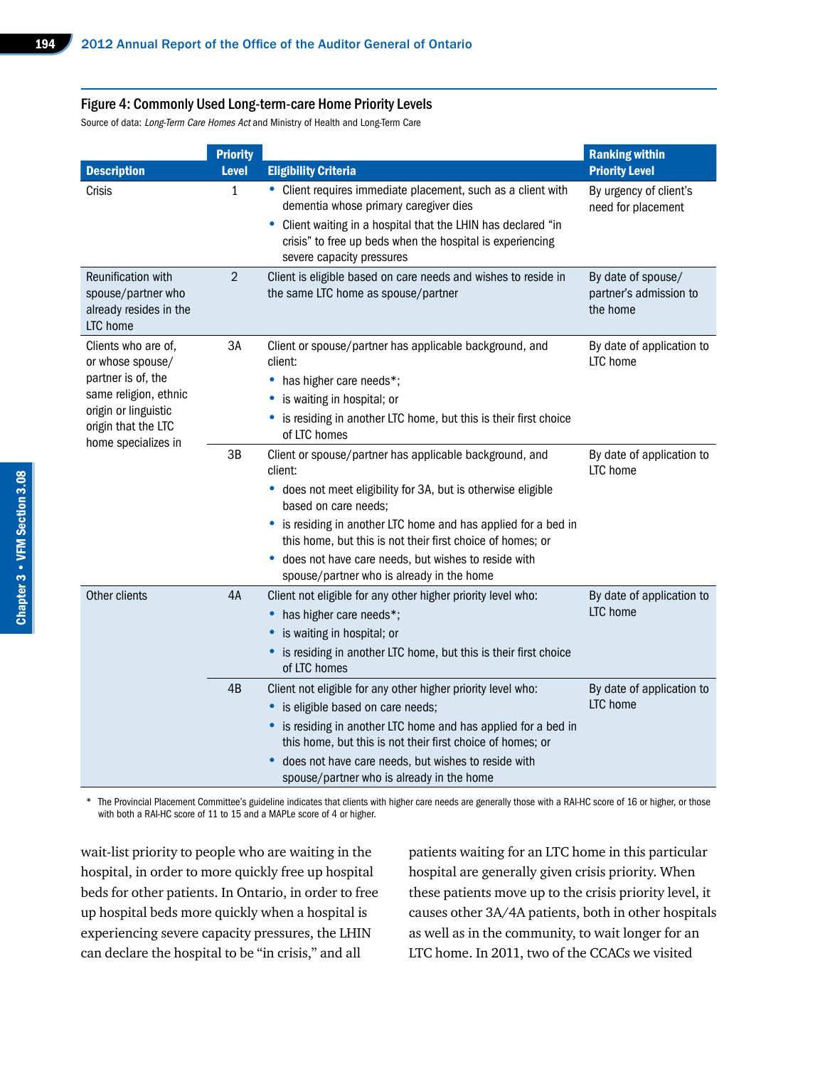#### Figure 4: Commonly Used Long-term-care Home Priority Levels

Source of data: *Long-Term Care Homes Act* and Ministry of Health and Long-Term Care

| Description | Priority Level | Eligibility Criteria | Ranking within Priority Level |
|---|---|---|---|
| Crisis | 1 | • Client requires immediate placement, such as a client with dementia whose primary caregiver dies<br>• Client waiting in a hospital that the LHIN has declared "in crisis" to free up beds when the hospital is experiencing severe capacity pressures | By urgency of client's need for placement |
| Reunification with spouse/partner who already resides in the LTC home | 2 | Client is eligible based on care needs and wishes to reside in the same LTC home as spouse/partner | By date of spouse/partner's admission to the home |
| Clients who are of, or whose spouse/partner is of, the same religion, ethnic origin or linguistic origin that the LTC home specializes in | 3A | Client or spouse/partner has applicable background, and client:<br>• has higher care needs*;<br>• is waiting in hospital; or<br>• is residing in another LTC home, but this is their first choice of LTC homes | By date of application to LTC home |
| | 3B | Client or spouse/partner has applicable background, and client:<br>• does not meet eligibility for 3A, but is otherwise eligible based on care needs;<br>• is residing in another LTC home and has applied for a bed in this home, but this is not their first choice of homes; or<br>• does not have care needs, but wishes to reside with spouse/partner who is already in the home | By date of application to LTC home |
| Other clients | 4A | Client not eligible for any other higher priority level who:<br>• has higher care needs*;<br>• is waiting in hospital; or<br>• is residing in another LTC home, but this is their first choice of LTC homes | By date of application to LTC home |
| | 4B | Client not eligible for any other higher priority level who:<br>• is eligible based on care needs;<br>• is residing in another LTC home and has applied for a bed in this home, but this is not their first choice of homes; or<br>• does not have care needs, but wishes to reside with spouse/partner who is already in the home | By date of application to LTC home |

\* The Provincial Placement Committee's guideline indicates that clients with higher care needs are generally those with a RAI-HC score of 16 or higher, or those with both a RAI-HC score of 11 to 15 and a MAPLe score of 4 or higher.

wait-list priority to people who are waiting in the hospital, in order to more quickly free up hospital beds for other patients. In Ontario, in order to free up hospital beds more quickly when a hospital is experiencing severe capacity pressures, the LHIN can declare the hospital to be "in crisis," and all patients waiting for an LTC home in this particular hospital are generally given crisis priority. When these patients move up to the crisis priority level, it causes other 3A/4A patients, both in other hospitals as well as in the community, to wait longer for an LTC home. In 2011, two of the CCACs we visited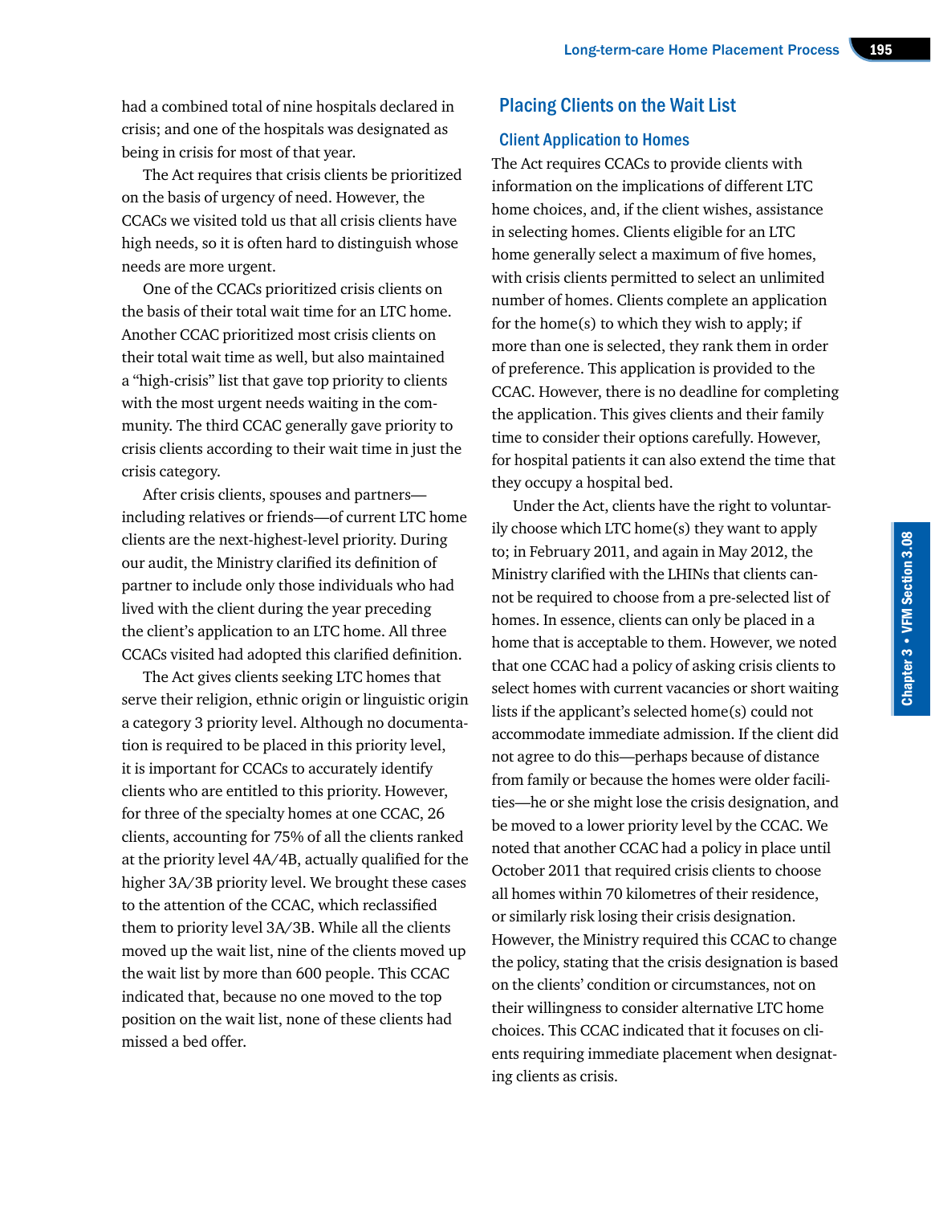had a combined total of nine hospitals declared in crisis; and one of the hospitals was designated as being in crisis for most of that year.

The Act requires that crisis clients be prioritized on the basis of urgency of need. However, the CCACs we visited told us that all crisis clients have high needs, so it is often hard to distinguish whose needs are more urgent.

One of the CCACs prioritized crisis clients on the basis of their total wait time for an LTC home. Another CCAC prioritized most crisis clients on their total wait time as well, but also maintained a "high-crisis" list that gave top priority to clients with the most urgent needs waiting in the community. The third CCAC generally gave priority to crisis clients according to their wait time in just the crisis category.

After crisis clients, spouses and partners—including relatives or friends—of current LTC home clients are the next-highest-level priority. During our audit, the Ministry clarified its definition of partner to include only those individuals who had lived with the client during the year preceding the client's application to an LTC home. All three CCACs visited had adopted this clarified definition.

The Act gives clients seeking LTC homes that serve their religion, ethnic origin or linguistic origin a category 3 priority level. Although no documentation is required to be placed in this priority level, it is important for CCACs to accurately identify clients who are entitled to this priority. However, for three of the specialty homes at one CCAC, 26 clients, accounting for 75% of all the clients ranked at the priority level 4A/4B, actually qualified for the higher 3A/3B priority level. We brought these cases to the attention of the CCAC, which reclassified them to priority level 3A/3B. While all the clients moved up the wait list, nine of the clients moved up the wait list by more than 600 people. This CCAC indicated that, because no one moved to the top position on the wait list, none of these clients had missed a bed offer.

## Placing Clients on the Wait List

### Client Application to Homes

The Act requires CCACs to provide clients with information on the implications of different LTC home choices, and, if the client wishes, assistance in selecting homes. Clients eligible for an LTC home generally select a maximum of five homes, with crisis clients permitted to select an unlimited number of homes. Clients complete an application for the home(s) to which they wish to apply; if more than one is selected, they rank them in order of preference. This application is provided to the CCAC. However, there is no deadline for completing the application. This gives clients and their family time to consider their options carefully. However, for hospital patients it can also extend the time that they occupy a hospital bed.

Under the Act, clients have the right to voluntarily choose which LTC home(s) they want to apply to; in February 2011, and again in May 2012, the Ministry clarified with the LHINs that clients cannot be required to choose from a pre-selected list of homes. In essence, clients can only be placed in a home that is acceptable to them. However, we noted that one CCAC had a policy of asking crisis clients to select homes with current vacancies or short waiting lists if the applicant's selected home(s) could not accommodate immediate admission. If the client did not agree to do this—perhaps because of distance from family or because the homes were older facilities—he or she might lose the crisis designation, and be moved to a lower priority level by the CCAC. We noted that another CCAC had a policy in place until October 2011 that required crisis clients to choose all homes within 70 kilometres of their residence, or similarly risk losing their crisis designation. However, the Ministry required this CCAC to change the policy, stating that the crisis designation is based on the clients' condition or circumstances, not on their willingness to consider alternative LTC home choices. This CCAC indicated that it focuses on clients requiring immediate placement when designating clients as crisis.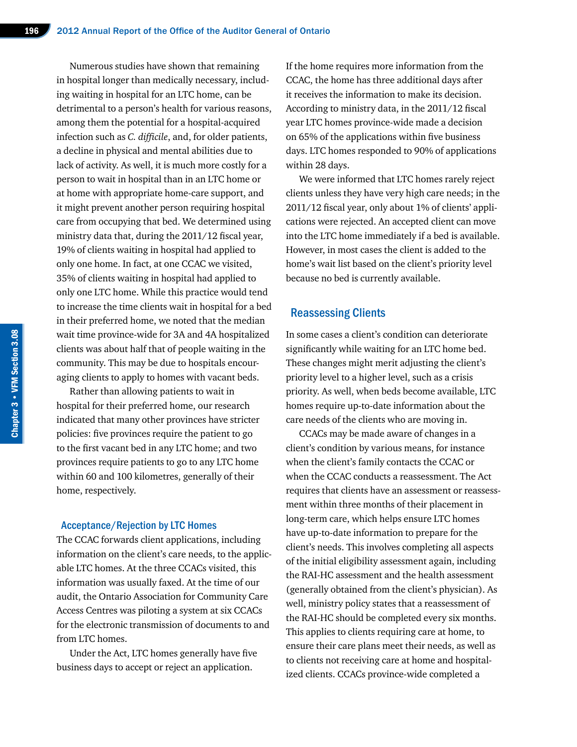Numerous studies have shown that remaining in hospital longer than medically necessary, including waiting in hospital for an LTC home, can be detrimental to a person's health for various reasons, among them the potential for a hospital-acquired infection such as *C. difficile*, and, for older patients, a decline in physical and mental abilities due to lack of activity. As well, it is much more costly for a person to wait in hospital than in an LTC home or at home with appropriate home-care support, and it might prevent another person requiring hospital care from occupying that bed. We determined using ministry data that, during the 2011/12 fiscal year, 19% of clients waiting in hospital had applied to only one home. In fact, at one CCAC we visited, 35% of clients waiting in hospital had applied to only one LTC home. While this practice would tend to increase the time clients wait in hospital for a bed in their preferred home, we noted that the median wait time province-wide for 3A and 4A hospitalized clients was about half that of people waiting in the community. This may be due to hospitals encouraging clients to apply to homes with vacant beds.

Rather than allowing patients to wait in hospital for their preferred home, our research indicated that many other provinces have stricter policies: five provinces require the patient to go to the first vacant bed in any LTC home; and two provinces require patients to go to any LTC home within 60 and 100 kilometres, generally of their home, respectively.

### Acceptance/Rejection by LTC Homes

The CCAC forwards client applications, including information on the client's care needs, to the applicable LTC homes. At the three CCACs visited, this information was usually faxed. At the time of our audit, the Ontario Association for Community Care Access Centres was piloting a system at six CCACs for the electronic transmission of documents to and from LTC homes.

Under the Act, LTC homes generally have five business days to accept or reject an application. If the home requires more information from the CCAC, the home has three additional days after it receives the information to make its decision. According to ministry data, in the 2011/12 fiscal year LTC homes province-wide made a decision on 65% of the applications within five business days. LTC homes responded to 90% of applications within 28 days.

We were informed that LTC homes rarely reject clients unless they have very high care needs; in the 2011/12 fiscal year, only about 1% of clients' applications were rejected. An accepted client can move into the LTC home immediately if a bed is available. However, in most cases the client is added to the home's wait list based on the client's priority level because no bed is currently available.

## Reassessing Clients

In some cases a client's condition can deteriorate significantly while waiting for an LTC home bed. These changes might merit adjusting the client's priority level to a higher level, such as a crisis priority. As well, when beds become available, LTC homes require up-to-date information about the care needs of the clients who are moving in.

CCACs may be made aware of changes in a client's condition by various means, for instance when the client's family contacts the CCAC or when the CCAC conducts a reassessment. The Act requires that clients have an assessment or reassessment within three months of their placement in long-term care, which helps ensure LTC homes have up-to-date information to prepare for the client's needs. This involves completing all aspects of the initial eligibility assessment again, including the RAI-HC assessment and the health assessment (generally obtained from the client's physician). As well, ministry policy states that a reassessment of the RAI-HC should be completed every six months. This applies to clients requiring care at home, to ensure their care plans meet their needs, as well as to clients not receiving care at home and hospitalized clients. CCACs province-wide completed a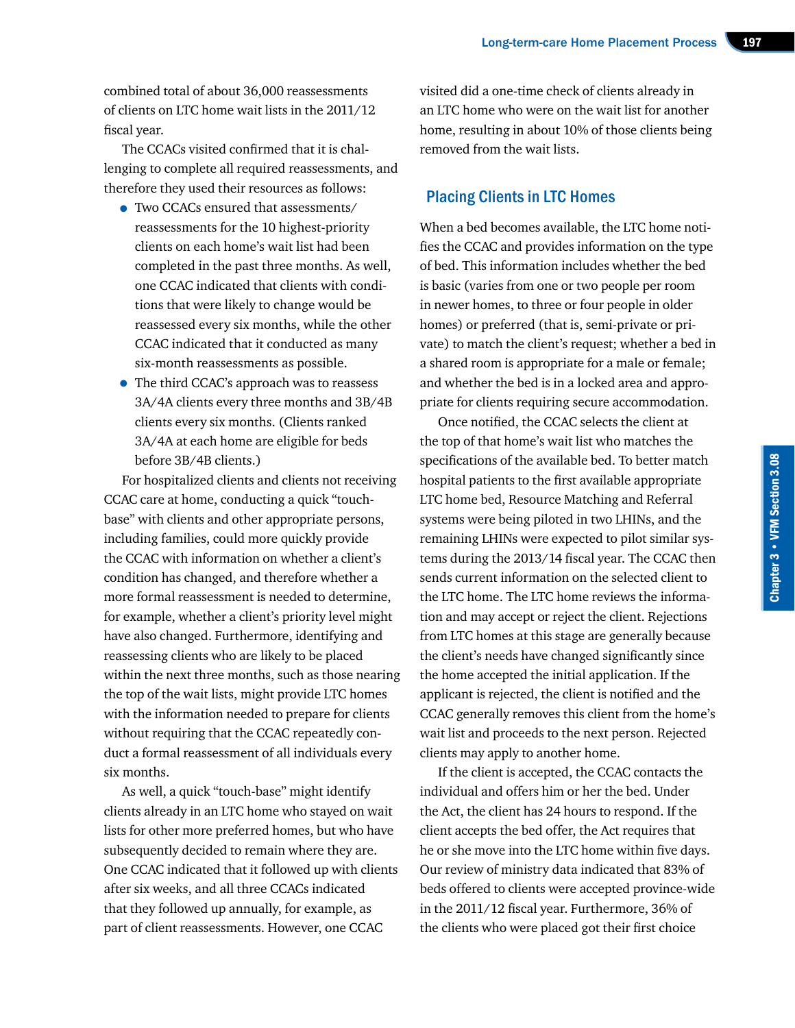combined total of about 36,000 reassessments of clients on LTC home wait lists in the 2011/12 fiscal year.

The CCACs visited confirmed that it is challenging to complete all required reassessments, and therefore they used their resources as follows:

- Two CCACs ensured that assessments/reassessments for the 10 highest-priority clients on each home's wait list had been completed in the past three months. As well, one CCAC indicated that clients with conditions that were likely to change would be reassessed every six months, while the other CCAC indicated that it conducted as many six-month reassessments as possible.
- The third CCAC's approach was to reassess 3A/4A clients every three months and 3B/4B clients every six months. (Clients ranked 3A/4A at each home are eligible for beds before 3B/4B clients.)

For hospitalized clients and clients not receiving CCAC care at home, conducting a quick "touch-base" with clients and other appropriate persons, including families, could more quickly provide the CCAC with information on whether a client's condition has changed, and therefore whether a more formal reassessment is needed to determine, for example, whether a client's priority level might have also changed. Furthermore, identifying and reassessing clients who are likely to be placed within the next three months, such as those nearing the top of the wait lists, might provide LTC homes with the information needed to prepare for clients without requiring that the CCAC repeatedly conduct a formal reassessment of all individuals every six months.

As well, a quick "touch-base" might identify clients already in an LTC home who stayed on wait lists for other more preferred homes, but who have subsequently decided to remain where they are. One CCAC indicated that it followed up with clients after six weeks, and all three CCACs indicated that they followed up annually, for example, as part of client reassessments. However, one CCAC visited did a one-time check of clients already in an LTC home who were on the wait list for another home, resulting in about 10% of those clients being removed from the wait lists.

## Placing Clients in LTC Homes

When a bed becomes available, the LTC home notifies the CCAC and provides information on the type of bed. This information includes whether the bed is basic (varies from one or two people per room in newer homes, to three or four people in older homes) or preferred (that is, semi-private or private) to match the client's request; whether a bed in a shared room is appropriate for a male or female; and whether the bed is in a locked area and appropriate for clients requiring secure accommodation.

Once notified, the CCAC selects the client at the top of that home's wait list who matches the specifications of the available bed. To better match hospital patients to the first available appropriate LTC home bed, Resource Matching and Referral systems were being piloted in two LHINs, and the remaining LHINs were expected to pilot similar systems during the 2013/14 fiscal year. The CCAC then sends current information on the selected client to the LTC home. The LTC home reviews the information and may accept or reject the client. Rejections from LTC homes at this stage are generally because the client's needs have changed significantly since the home accepted the initial application. If the applicant is rejected, the client is notified and the CCAC generally removes this client from the home's wait list and proceeds to the next person. Rejected clients may apply to another home.

If the client is accepted, the CCAC contacts the individual and offers him or her the bed. Under the Act, the client has 24 hours to respond. If the client accepts the bed offer, the Act requires that he or she move into the LTC home within five days. Our review of ministry data indicated that 83% of beds offered to clients were accepted province-wide in the 2011/12 fiscal year. Furthermore, 36% of the clients who were placed got their first choice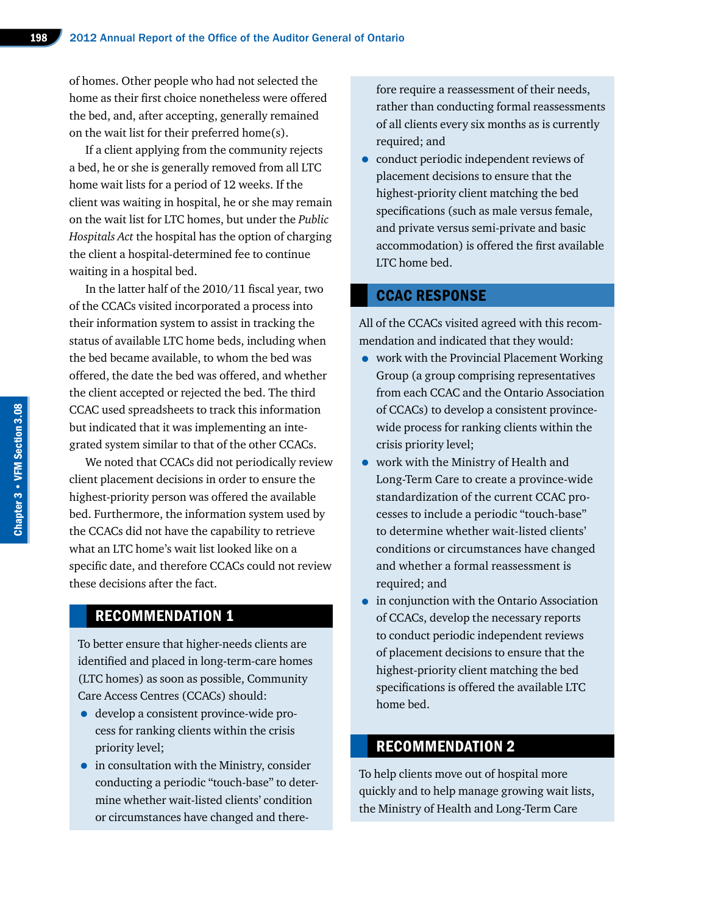of homes. Other people who had not selected the home as their first choice nonetheless were offered the bed, and, after accepting, generally remained on the wait list for their preferred home(s).

If a client applying from the community rejects a bed, he or she is generally removed from all LTC home wait lists for a period of 12 weeks. If the client was waiting in hospital, he or she may remain on the wait list for LTC homes, but under the *Public Hospitals Act* the hospital has the option of charging the client a hospital-determined fee to continue waiting in a hospital bed.

In the latter half of the 2010/11 fiscal year, two of the CCACs visited incorporated a process into their information system to assist in tracking the status of available LTC home beds, including when the bed became available, to whom the bed was offered, the date the bed was offered, and whether the client accepted or rejected the bed. The third CCAC used spreadsheets to track this information but indicated that it was implementing an integrated system similar to that of the other CCACs.

We noted that CCACs did not periodically review client placement decisions in order to ensure the highest-priority person was offered the available bed. Furthermore, the information system used by the CCACs did not have the capability to retrieve what an LTC home's wait list looked like on a specific date, and therefore CCACs could not review these decisions after the fact.

## RECOMMENDATION 1

To better ensure that higher-needs clients are identified and placed in long-term-care homes (LTC homes) as soon as possible, Community Care Access Centres (CCACs) should:

- develop a consistent province-wide process for ranking clients within the crisis priority level;
- in consultation with the Ministry, consider conducting a periodic "touch-base" to determine whether wait-listed clients' condition or circumstances have changed and therefore require a reassessment of their needs, rather than conducting formal reassessments of all clients every six months as is currently required; and
- conduct periodic independent reviews of placement decisions to ensure that the highest-priority client matching the bed specifications (such as male versus female, and private versus semi-private and basic accommodation) is offered the first available LTC home bed.

## CCAC RESPONSE

All of the CCACs visited agreed with this recommendation and indicated that they would:

- work with the Provincial Placement Working Group (a group comprising representatives from each CCAC and the Ontario Association of CCACs) to develop a consistent province-wide process for ranking clients within the crisis priority level;
- work with the Ministry of Health and Long-Term Care to create a province-wide standardization of the current CCAC processes to include a periodic "touch-base" to determine whether wait-listed clients' conditions or circumstances have changed and whether a formal reassessment is required; and
- in conjunction with the Ontario Association of CCACs, develop the necessary reports to conduct periodic independent reviews of placement decisions to ensure that the highest-priority client matching the bed specifications is offered the available LTC home bed.

## RECOMMENDATION 2

To help clients move out of hospital more quickly and to help manage growing wait lists, the Ministry of Health and Long-Term Care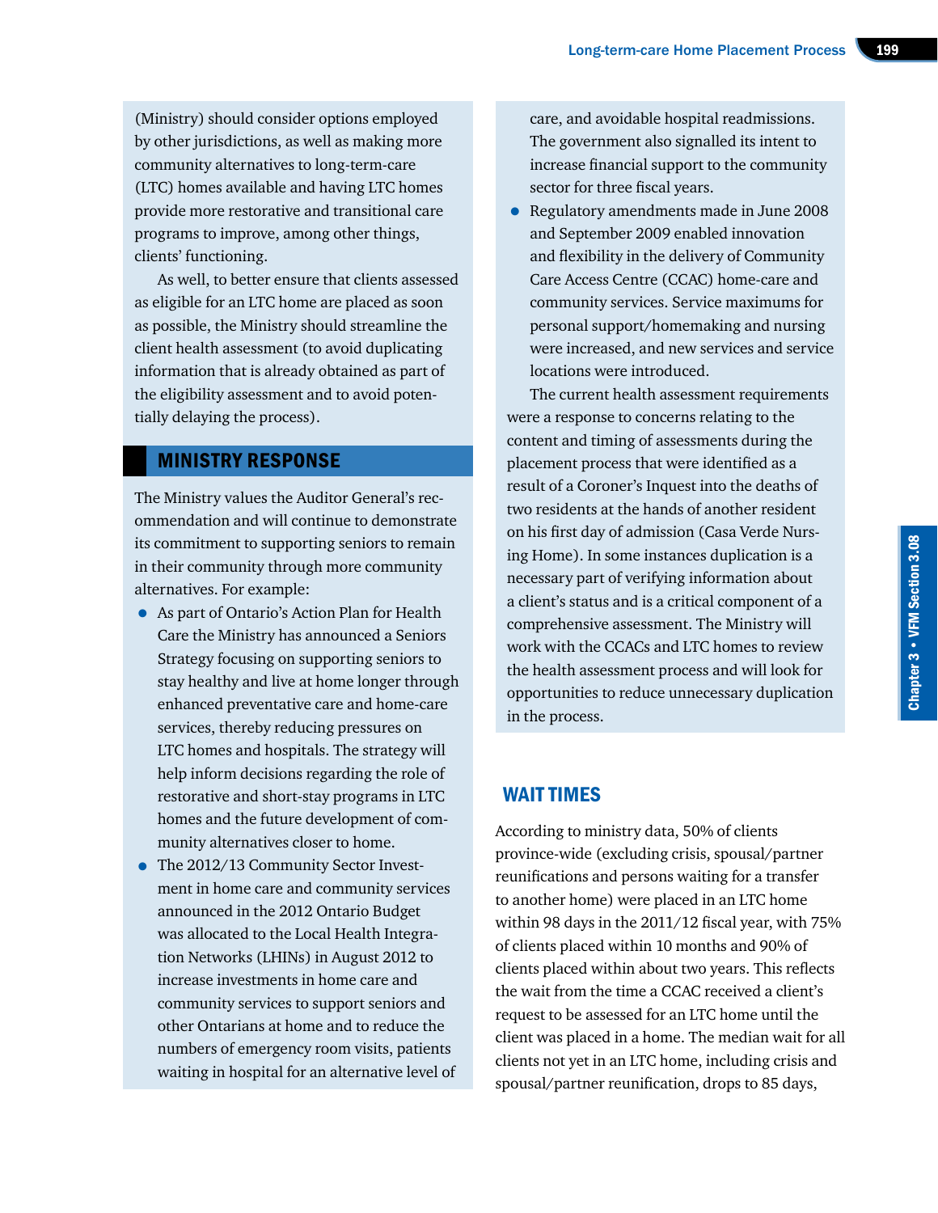(Ministry) should consider options employed by other jurisdictions, as well as making more community alternatives to long-term-care (LTC) homes available and having LTC homes provide more restorative and transitional care programs to improve, among other things, clients' functioning.

As well, to better ensure that clients assessed as eligible for an LTC home are placed as soon as possible, the Ministry should streamline the client health assessment (to avoid duplicating information that is already obtained as part of the eligibility assessment and to avoid potentially delaying the process).

## MINISTRY RESPONSE

The Ministry values the Auditor General's recommendation and will continue to demonstrate its commitment to supporting seniors to remain in their community through more community alternatives. For example:

- As part of Ontario's Action Plan for Health Care the Ministry has announced a Seniors Strategy focusing on supporting seniors to stay healthy and live at home longer through enhanced preventative care and home-care services, thereby reducing pressures on LTC homes and hospitals. The strategy will help inform decisions regarding the role of restorative and short-stay programs in LTC homes and the future development of community alternatives closer to home.
- The 2012/13 Community Sector Investment in home care and community services announced in the 2012 Ontario Budget was allocated to the Local Health Integration Networks (LHINs) in August 2012 to increase investments in home care and community services to support seniors and other Ontarians at home and to reduce the numbers of emergency room visits, patients waiting in hospital for an alternative level of care, and avoidable hospital readmissions. The government also signalled its intent to increase financial support to the community sector for three fiscal years.
- Regulatory amendments made in June 2008 and September 2009 enabled innovation and flexibility in the delivery of Community Care Access Centre (CCAC) home-care and community services. Service maximums for personal support/homemaking and nursing were increased, and new services and service locations were introduced.

The current health assessment requirements were a response to concerns relating to the content and timing of assessments during the placement process that were identified as a result of a Coroner's Inquest into the deaths of two residents at the hands of another resident on his first day of admission (Casa Verde Nursing Home). In some instances duplication is a necessary part of verifying information about a client's status and is a critical component of a comprehensive assessment. The Ministry will work with the CCACs and LTC homes to review the health assessment process and will look for opportunities to reduce unnecessary duplication in the process.

## WAIT TIMES

According to ministry data, 50% of clients province-wide (excluding crisis, spousal/partner reunifications and persons waiting for a transfer to another home) were placed in an LTC home within 98 days in the 2011/12 fiscal year, with 75% of clients placed within 10 months and 90% of clients placed within about two years. This reflects the wait from the time a CCAC received a client's request to be assessed for an LTC home until the client was placed in a home. The median wait for all clients not yet in an LTC home, including crisis and spousal/partner reunification, drops to 85 days,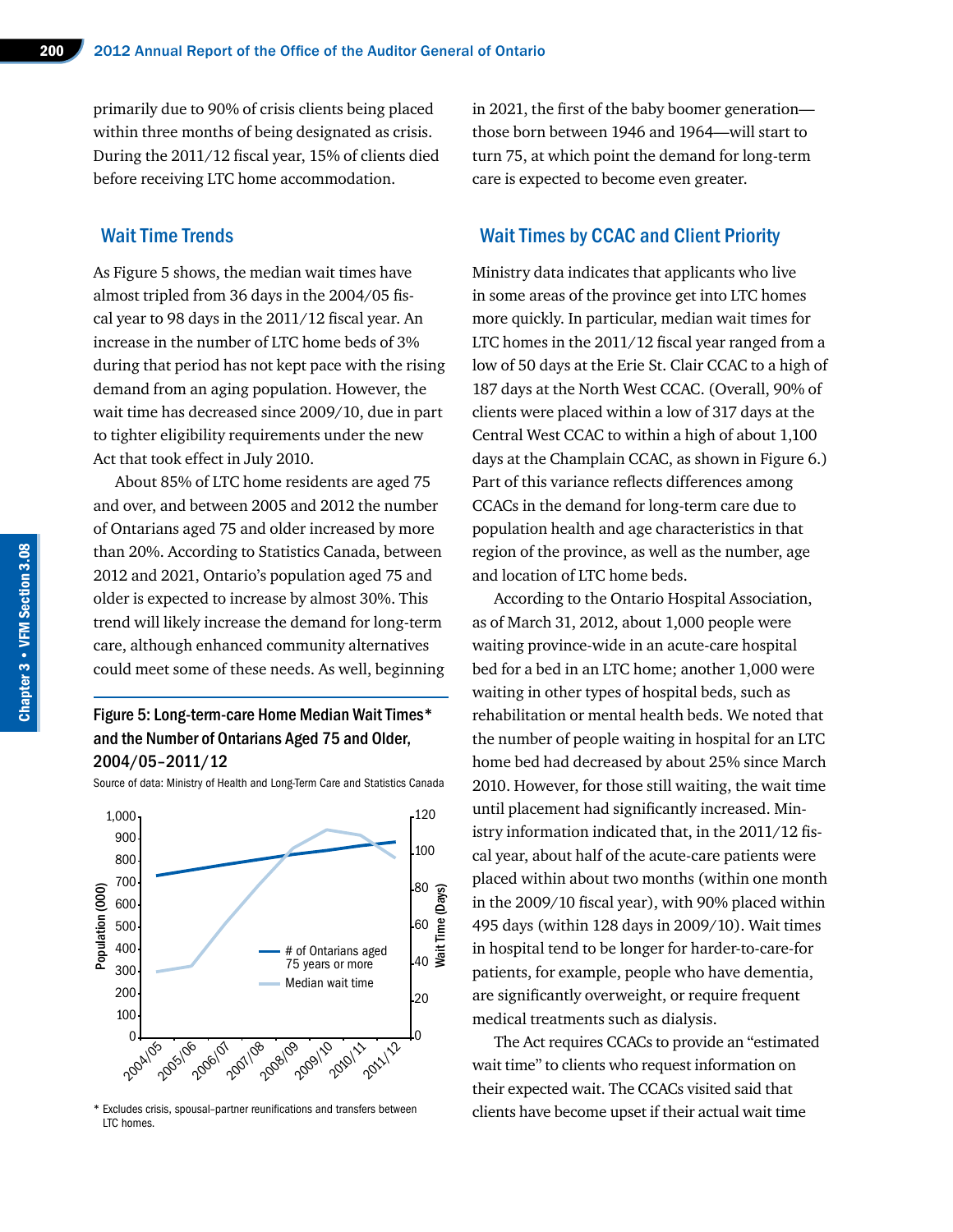primarily due to 90% of crisis clients being placed within three months of being designated as crisis. During the 2011/12 fiscal year, 15% of clients died before receiving LTC home accommodation.

## Wait Time Trends

As Figure 5 shows, the median wait times have almost tripled from 36 days in the 2004/05 fiscal year to 98 days in the 2011/12 fiscal year. An increase in the number of LTC home beds of 3% during that period has not kept pace with the rising demand from an aging population. However, the wait time has decreased since 2009/10, due in part to tighter eligibility requirements under the new Act that took effect in July 2010.

About 85% of LTC home residents are aged 75 and over, and between 2005 and 2012 the number of Ontarians aged 75 and older increased by more than 20%. According to Statistics Canada, between 2012 and 2021, Ontario's population aged 75 and older is expected to increase by almost 30%. This trend will likely increase the demand for long-term care, although enhanced community alternatives could meet some of these needs. As well, beginning in 2021, the first of the baby boomer generation—those born between 1946 and 1964—will start to turn 75, at which point the demand for long-term care is expected to become even greater.

**Figure 5: Long-term-care Home Median Wait Times\* and the Number of Ontarians Aged 75 and Older, 2004/05–2011/12**

Source of data: Ministry of Health and Long-Term Care and Statistics Canada

\* Excludes crisis, spousal–partner reunifications and transfers between LTC homes.

## Wait Times by CCAC and Client Priority

Ministry data indicates that applicants who live in some areas of the province get into LTC homes more quickly. In particular, median wait times for LTC homes in the 2011/12 fiscal year ranged from a low of 50 days at the Erie St. Clair CCAC to a high of 187 days at the North West CCAC. (Overall, 90% of clients were placed within a low of 317 days at the Central West CCAC to within a high of about 1,100 days at the Champlain CCAC, as shown in Figure 6.) Part of this variance reflects differences among CCACs in the demand for long-term care due to population health and age characteristics in that region of the province, as well as the number, age and location of LTC home beds.

According to the Ontario Hospital Association, as of March 31, 2012, about 1,000 people were waiting province-wide in an acute-care hospital bed for a bed in an LTC home; another 1,000 were waiting in other types of hospital beds, such as rehabilitation or mental health beds. We noted that the number of people waiting in hospital for an LTC home bed had decreased by about 25% since March 2010. However, for those still waiting, the wait time until placement had significantly increased. Ministry information indicated that, in the 2011/12 fiscal year, about half of the acute-care patients were placed within about two months (within one month in the 2009/10 fiscal year), with 90% placed within 495 days (within 128 days in 2009/10). Wait times in hospital tend to be longer for harder-to-care-for patients, for example, people who have dementia, are significantly overweight, or require frequent medical treatments such as dialysis.

The Act requires CCACs to provide an "estimated wait time" to clients who request information on their expected wait. The CCACs visited said that clients have become upset if their actual wait time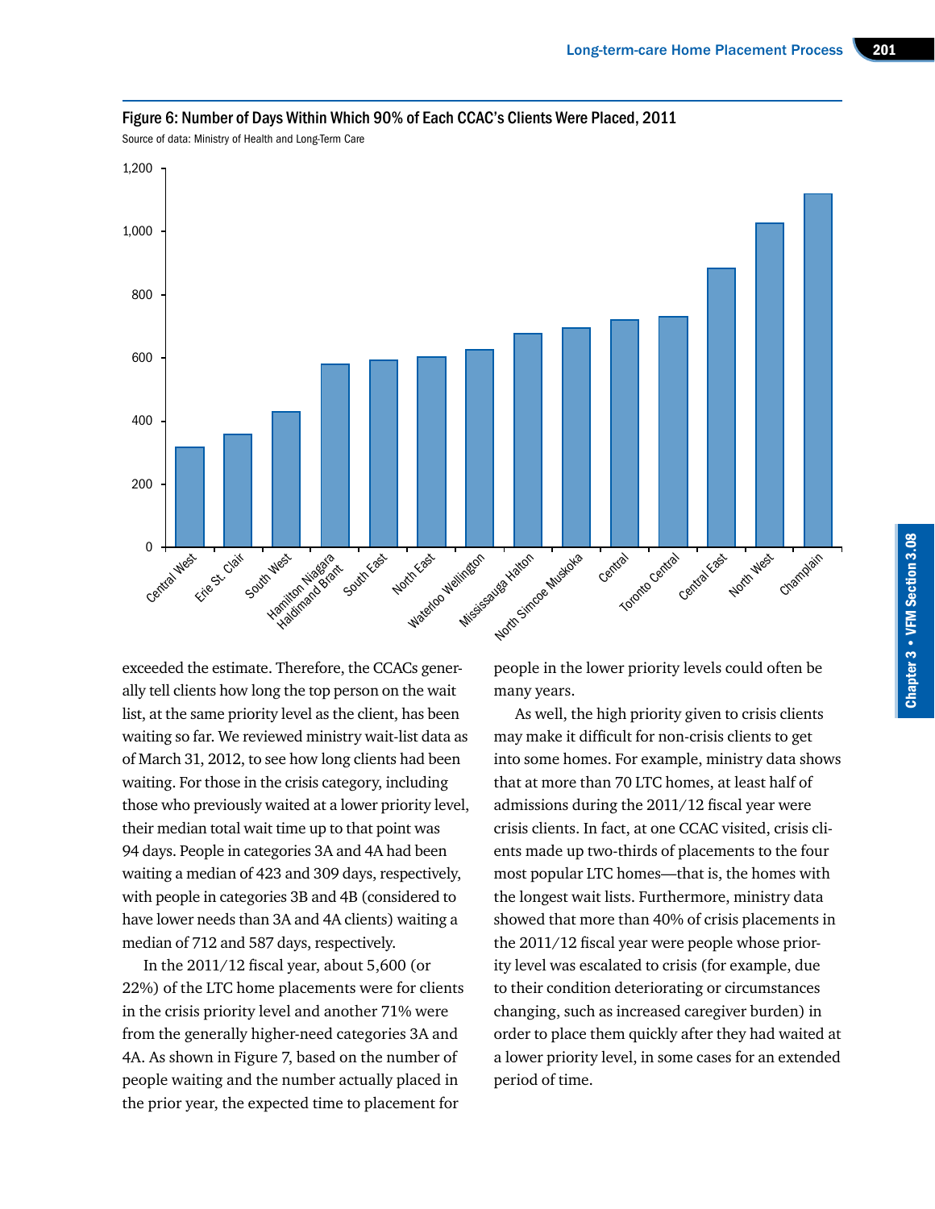Figure 6: Number of Days Within Which 90% of Each CCAC's Clients Were Placed, 2011

Source of data: Ministry of Health and Long-Term Care

exceeded the estimate. Therefore, the CCACs generally tell clients how long the top person on the wait list, at the same priority level as the client, has been waiting so far. We reviewed ministry wait-list data as of March 31, 2012, to see how long clients had been waiting. For those in the crisis category, including those who previously waited at a lower priority level, their median total wait time up to that point was 94 days. People in categories 3A and 4A had been waiting a median of 423 and 309 days, respectively, with people in categories 3B and 4B (considered to have lower needs than 3A and 4A clients) waiting a median of 712 and 587 days, respectively.

In the 2011/12 fiscal year, about 5,600 (or 22%) of the LTC home placements were for clients in the crisis priority level and another 71% were from the generally higher-need categories 3A and 4A. As shown in Figure 7, based on the number of people waiting and the number actually placed in the prior year, the expected time to placement for people in the lower priority levels could often be many years.

As well, the high priority given to crisis clients may make it difficult for non-crisis clients to get into some homes. For example, ministry data shows that at more than 70 LTC homes, at least half of admissions during the 2011/12 fiscal year were crisis clients. In fact, at one CCAC visited, crisis clients made up two-thirds of placements to the four most popular LTC homes—that is, the homes with the longest wait lists. Furthermore, ministry data showed that more than 40% of crisis placements in the 2011/12 fiscal year were people whose priority level was escalated to crisis (for example, due to their condition deteriorating or circumstances changing, such as increased caregiver burden) in order to place them quickly after they had waited at a lower priority level, in some cases for an extended period of time.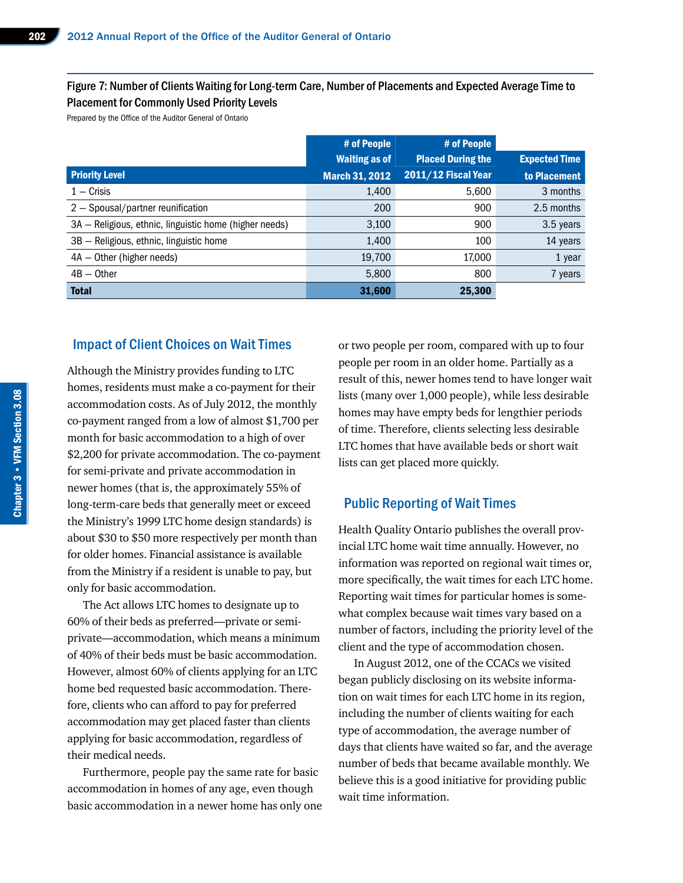Figure 7: Number of Clients Waiting for Long-term Care, Number of Placements and Expected Average Time to Placement for Commonly Used Priority Levels

Prepared by the Office of the Auditor General of Ontario

| Priority Level | # of People Waiting as of March 31, 2012 | # of People Placed During the 2011/12 Fiscal Year | Expected Time to Placement |
|---|---|---|---|
| 1 — Crisis | 1,400 | 5,600 | 3 months |
| 2 — Spousal/partner reunification | 200 | 900 | 2.5 months |
| 3A — Religious, ethnic, linguistic home (higher needs) | 3,100 | 900 | 3.5 years |
| 3B — Religious, ethnic, linguistic home | 1,400 | 100 | 14 years |
| 4A — Other (higher needs) | 19,700 | 17,000 | 1 year |
| 4B — Other | 5,800 | 800 | 7 years |
| **Total** | **31,600** | **25,300** | |

## Impact of Client Choices on Wait Times

Although the Ministry provides funding to LTC homes, residents must make a co-payment for their accommodation costs. As of July 2012, the monthly co-payment ranged from a low of almost $1,700 per month for basic accommodation to a high of over $2,200 for private accommodation. The co-payment for semi-private and private accommodation in newer homes (that is, the approximately 55% of long-term-care beds that generally meet or exceed the Ministry's 1999 LTC home design standards) is about $30 to $50 more respectively per month than for older homes. Financial assistance is available from the Ministry if a resident is unable to pay, but only for basic accommodation.

The Act allows LTC homes to designate up to 60% of their beds as preferred—private or semi-private—accommodation, which means a minimum of 40% of their beds must be basic accommodation. However, almost 60% of clients applying for an LTC home bed requested basic accommodation. Therefore, clients who can afford to pay for preferred accommodation may get placed faster than clients applying for basic accommodation, regardless of their medical needs.

Furthermore, people pay the same rate for basic accommodation in homes of any age, even though basic accommodation in a newer home has only one or two people per room, compared with up to four people per room in an older home. Partially as a result of this, newer homes tend to have longer wait lists (many over 1,000 people), while less desirable homes may have empty beds for lengthier periods of time. Therefore, clients selecting less desirable LTC homes that have available beds or short wait lists can get placed more quickly.

## Public Reporting of Wait Times

Health Quality Ontario publishes the overall provincial LTC home wait time annually. However, no information was reported on regional wait times or, more specifically, the wait times for each LTC home. Reporting wait times for particular homes is somewhat complex because wait times vary based on a number of factors, including the priority level of the client and the type of accommodation chosen.

In August 2012, one of the CCACs we visited began publicly disclosing on its website information on wait times for each LTC home in its region, including the number of clients waiting for each type of accommodation, the average number of days that clients have waited so far, and the average number of beds that became available monthly. We believe this is a good initiative for providing public wait time information.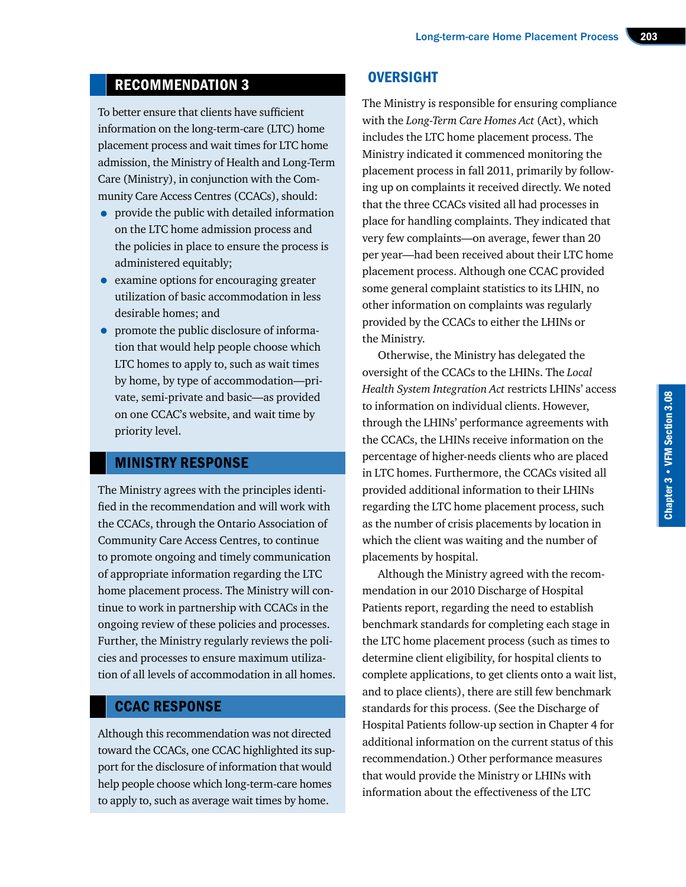## RECOMMENDATION 3

To better ensure that clients have sufficient information on the long-term-care (LTC) home placement process and wait times for LTC home admission, the Ministry of Health and Long-Term Care (Ministry), in conjunction with the Community Care Access Centres (CCACs), should:

- provide the public with detailed information on the LTC home admission process and the policies in place to ensure the process is administered equitably;
- examine options for encouraging greater utilization of basic accommodation in less desirable homes; and
- promote the public disclosure of information that would help people choose which LTC homes to apply to, such as wait times by home, by type of accommodation—private, semi-private and basic—as provided on one CCAC's website, and wait time by priority level.

## MINISTRY RESPONSE

The Ministry agrees with the principles identified in the recommendation and will work with the CCACs, through the Ontario Association of Community Care Access Centres, to continue to promote ongoing and timely communication of appropriate information regarding the LTC home placement process. The Ministry will continue to work in partnership with CCACs in the ongoing review of these policies and processes. Further, the Ministry regularly reviews the policies and processes to ensure maximum utilization of all levels of accommodation in all homes.

## CCAC RESPONSE

Although this recommendation was not directed toward the CCACs, one CCAC highlighted its support for the disclosure of information that would help people choose which long-term-care homes to apply to, such as average wait times by home.

## OVERSIGHT

The Ministry is responsible for ensuring compliance with the *Long-Term Care Homes Act* (Act), which includes the LTC home placement process. The Ministry indicated it commenced monitoring the placement process in fall 2011, primarily by following up on complaints it received directly. We noted that the three CCACs visited all had processes in place for handling complaints. They indicated that very few complaints—on average, fewer than 20 per year—had been received about their LTC home placement process. Although one CCAC provided some general complaint statistics to its LHIN, no other information on complaints was regularly provided by the CCACs to either the LHINs or the Ministry.

Otherwise, the Ministry has delegated the oversight of the CCACs to the LHINs. The *Local Health System Integration Act* restricts LHINs' access to information on individual clients. However, through the LHINs' performance agreements with the CCACs, the LHINs receive information on the percentage of higher-needs clients who are placed in LTC homes. Furthermore, the CCACs visited all provided additional information to their LHINs regarding the LTC home placement process, such as the number of crisis placements by location in which the client was waiting and the number of placements by hospital.

Although the Ministry agreed with the recommendation in our 2010 Discharge of Hospital Patients report, regarding the need to establish benchmark standards for completing each stage in the LTC home placement process (such as times to determine client eligibility, for hospital clients to complete applications, to get clients onto a wait list, and to place clients), there are still few benchmark standards for this process. (See the Discharge of Hospital Patients follow-up section in Chapter 4 for additional information on the current status of this recommendation.) Other performance measures that would provide the Ministry or LHINs with information about the effectiveness of the LTC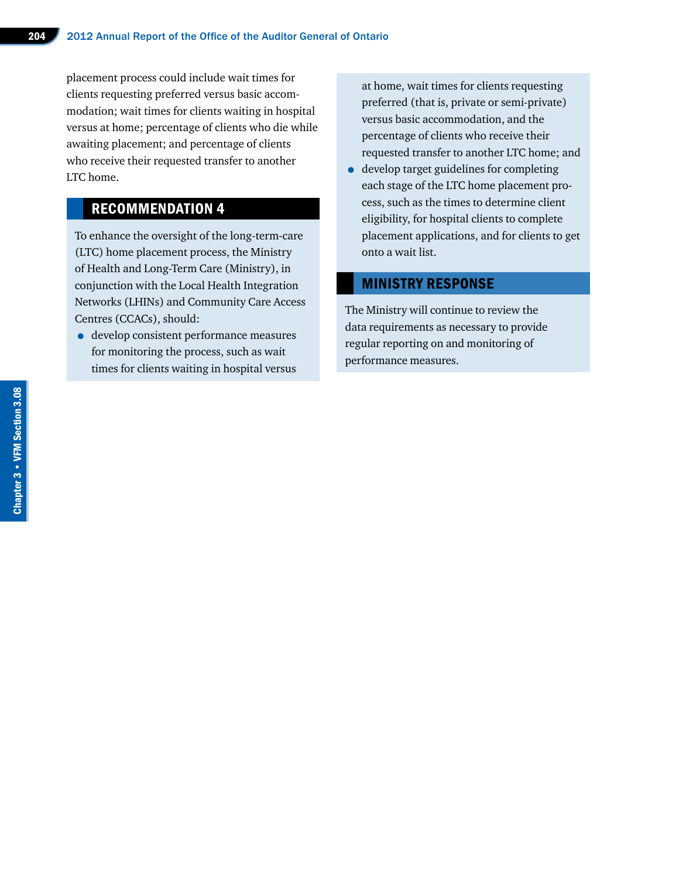placement process could include wait times for clients requesting preferred versus basic accommodation; wait times for clients waiting in hospital versus at home; percentage of clients who die while awaiting placement; and percentage of clients who receive their requested transfer to another LTC home.

## RECOMMENDATION 4

To enhance the oversight of the long-term-care (LTC) home placement process, the Ministry of Health and Long-Term Care (Ministry), in conjunction with the Local Health Integration Networks (LHINs) and Community Care Access Centres (CCACs), should:

- develop consistent performance measures for monitoring the process, such as wait times for clients waiting in hospital versus at home, wait times for clients requesting preferred (that is, private or semi-private) versus basic accommodation, and the percentage of clients who receive their requested transfer to another LTC home; and
- develop target guidelines for completing each stage of the LTC home placement process, such as the times to determine client eligibility, for hospital clients to complete placement applications, and for clients to get onto a wait list.

## MINISTRY RESPONSE

The Ministry will continue to review the data requirements as necessary to provide regular reporting on and monitoring of performance measures.